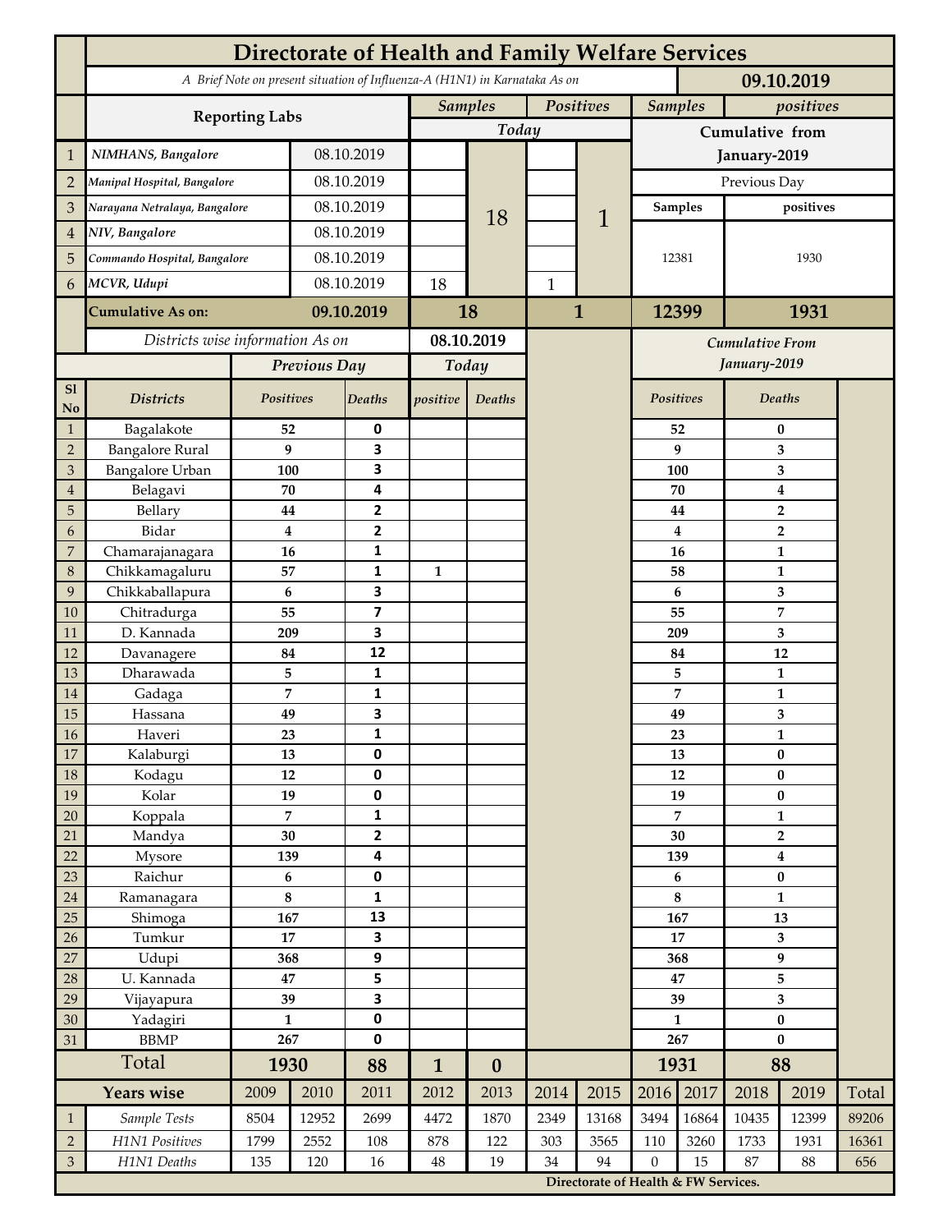# Directorate of Health and Family Welfare Services

A Brief Note on present situation of Influenza-A (H1N1) in Karnataka As on **09.10.2019**

| | Reporting Labs | | Samples Today | | Positives Today | | Samples (Cumulative from January-2019, Previous Day) | positives (Cumulative from January-2019, Previous Day) |
|---|---|---|---|---|---|---|---|---|
| 1 | NIMHANS, Bangalore | 08.10.2019 | | 18 | | 1 | 12381 | 1930 |
| 2 | Manipal Hospital, Bangalore | 08.10.2019 | | | | | | |
| 3 | Narayana Netralaya, Bangalore | 08.10.2019 | | | | | | |
| 4 | NIV, Bangalore | 08.10.2019 | | | | | | |
| 5 | Commando Hospital, Bangalore | 08.10.2019 | | | | | | |
| 6 | MCVR, Udupi | 08.10.2019 | 18 | | 1 | | | |
| | **Cumulative As on:** | **09.10.2019** | **18** | | **1** | | **12399** | **1931** |

Districts wise information As on **08.10.2019**

| Sl No | Districts | Previous Day Positives | Previous Day Deaths | Today positive | Today Deaths | Cumulative From January-2019 Positives | Cumulative From January-2019 Deaths |
|---|---|---|---|---|---|---|---|
| 1 | Bagalakote | 52 | 0 | | | 52 | 0 |
| 2 | Bangalore Rural | 9 | 3 | | | 9 | 3 |
| 3 | Bangalore Urban | 100 | 3 | | | 100 | 3 |
| 4 | Belagavi | 70 | 4 | | | 70 | 4 |
| 5 | Bellary | 44 | 2 | | | 44 | 2 |
| 6 | Bidar | 4 | 2 | | | 4 | 2 |
| 7 | Chamarajanagara | 16 | 1 | | | 16 | 1 |
| 8 | Chikkamagaluru | 57 | 1 | 1 | | 58 | 1 |
| 9 | Chikkaballapura | 6 | 3 | | | 6 | 3 |
| 10 | Chitradurga | 55 | 7 | | | 55 | 7 |
| 11 | D. Kannada | 209 | 3 | | | 209 | 3 |
| 12 | Davanagere | 84 | 12 | | | 84 | 12 |
| 13 | Dharawada | 5 | 1 | | | 5 | 1 |
| 14 | Gadaga | 7 | 1 | | | 7 | 1 |
| 15 | Hassana | 49 | 3 | | | 49 | 3 |
| 16 | Haveri | 23 | 1 | | | 23 | 1 |
| 17 | Kalaburgi | 13 | 0 | | | 13 | 0 |
| 18 | Kodagu | 12 | 0 | | | 12 | 0 |
| 19 | Kolar | 19 | 0 | | | 19 | 0 |
| 20 | Koppala | 7 | 1 | | | 7 | 1 |
| 21 | Mandya | 30 | 2 | | | 30 | 2 |
| 22 | Mysore | 139 | 4 | | | 139 | 4 |
| 23 | Raichur | 6 | 0 | | | 6 | 0 |
| 24 | Ramanagara | 8 | 1 | | | 8 | 1 |
| 25 | Shimoga | 167 | 13 | | | 167 | 13 |
| 26 | Tumkur | 17 | 3 | | | 17 | 3 |
| 27 | Udupi | 368 | 9 | | | 368 | 9 |
| 28 | U. Kannada | 47 | 5 | | | 47 | 5 |
| 29 | Vijayapura | 39 | 3 | | | 39 | 3 |
| 30 | Yadagiri | 1 | 0 | | | 1 | 0 |
| 31 | BBMP | 267 | 0 | | | 267 | 0 |
| | **Total** | **1930** | **88** | **1** | **0** | **1931** | **88** |

| | Years wise | 2009 | 2010 | 2011 | 2012 | 2013 | 2014 | 2015 | 2016 | 2017 | 2018 | 2019 | Total |
|---|---|---|---|---|---|---|---|---|---|---|---|---|---|
| 1 | Sample Tests | 8504 | 12952 | 2699 | 4472 | 1870 | 2349 | 13168 | 3494 | 16864 | 10435 | 12399 | 89206 |
| 2 | H1N1 Positives | 1799 | 2552 | 108 | 878 | 122 | 303 | 3565 | 110 | 3260 | 1733 | 1931 | 16361 |
| 3 | H1N1 Deaths | 135 | 120 | 16 | 48 | 19 | 34 | 94 | 0 | 15 | 87 | 88 | 656 |

**Directorate of Health & FW Services.**